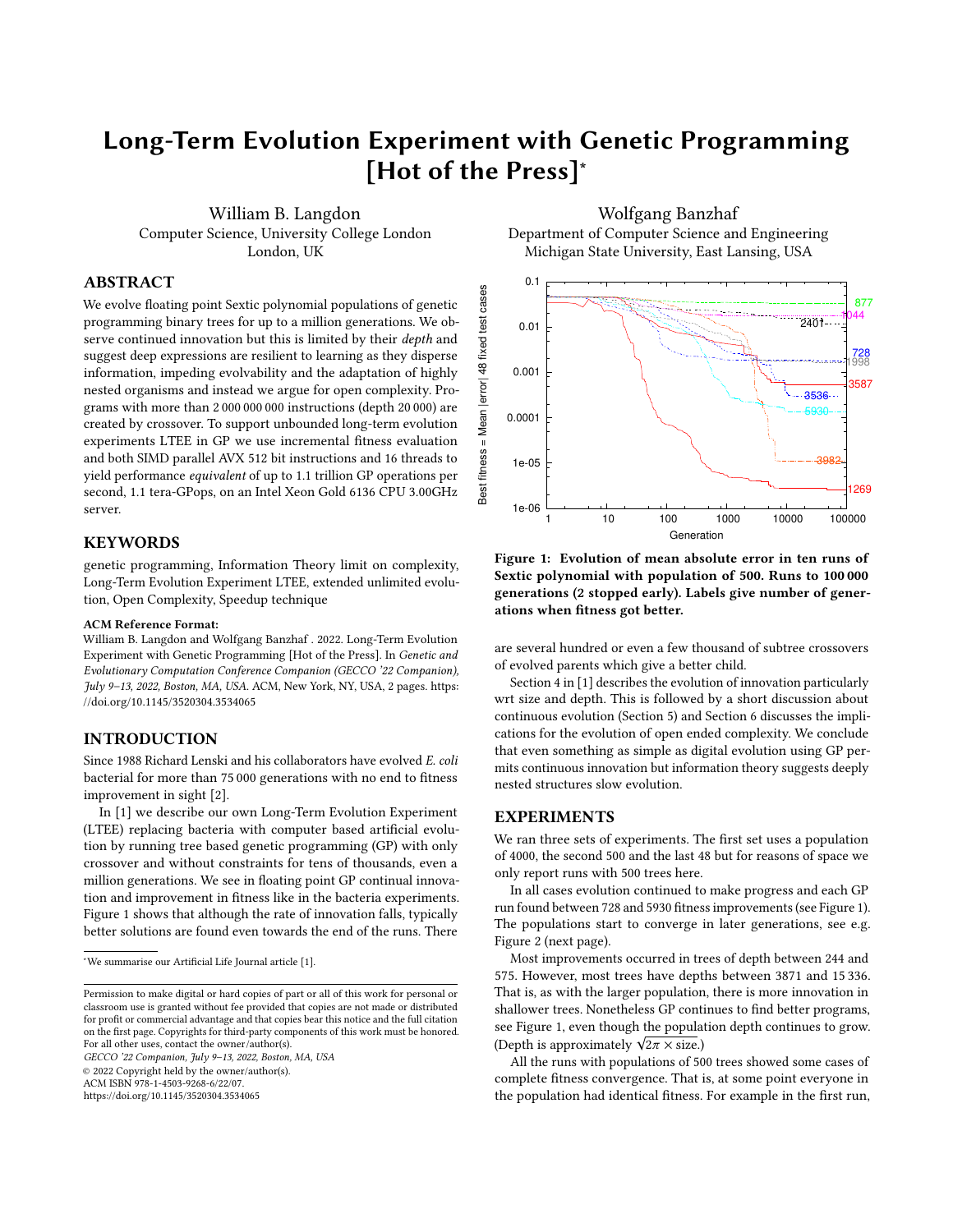# Long-Term Evolution Experiment with Genetic Programming [Hot of the Press]*

William B. Langdon
Computer Science, University College London
London, UK

Wolfgang Banzhaf
Department of Computer Science and Engineering
Michigan State University, East Lansing, USA

## ABSTRACT

We evolve floating point Sextic polynomial populations of genetic programming binary trees for up to a million generations. We observe continued innovation but this is limited by their *depth* and suggest deep expressions are resilient to learning as they disperse information, impeding evolvability and the adaptation of highly nested organisms and instead we argue for open complexity. Programs with more than 2 000 000 000 instructions (depth 20 000) are created by crossover. To support unbounded long-term evolution experiments LTEE in GP we use incremental fitness evaluation and both SIMD parallel AVX 512 bit instructions and 16 threads to yield performance *equivalent* of up to 1.1 trillion GP operations per second, 1.1 tera-GPops, on an Intel Xeon Gold 6136 CPU 3.00GHz server.

## KEYWORDS

genetic programming, Information Theory limit on complexity, Long-Term Evolution Experiment LTEE, extended unlimited evolution, Open Complexity, Speedup technique

**ACM Reference Format:**
William B. Langdon and Wolfgang Banzhaf . 2022. Long-Term Evolution Experiment with Genetic Programming [Hot of the Press]. In *Genetic and Evolutionary Computation Conference Companion (GECCO '22 Companion), July 9–13, 2022, Boston, MA, USA.* ACM, New York, NY, USA, 2 pages. https://doi.org/10.1145/3520304.3534065

## INTRODUCTION

Since 1988 Richard Lenski and his collaborators have evolved *E. coli* bacterial for more than 75 000 generations with no end to fitness improvement in sight [2].

In [1] we describe our own Long-Term Evolution Experiment (LTEE) replacing bacteria with computer based artificial evolution by running tree based genetic programming (GP) with only crossover and without constraints for tens of thousands, even a million generations. We see in floating point GP continual innovation and improvement in fitness like in the bacteria experiments. Figure 1 shows that although the rate of innovation falls, typically better solutions are found even towards the end of the runs. There are several hundred or even a few thousand of subtree crossovers of evolved parents which give a better child.

*We summarise our Artificial Life Journal article [1].

Permission to make digital or hard copies of part or all of this work for personal or classroom use is granted without fee provided that copies are not made or distributed for profit or commercial advantage and that copies bear this notice and the full citation on the first page. Copyrights for third-party components of this work must be honored. For all other uses, contact the owner/author(s).
*GECCO '22 Companion, July 9–13, 2022, Boston, MA, USA*
© 2022 Copyright held by the owner/author(s).
ACM ISBN 978-1-4503-9268-6/22/07.
https://doi.org/10.1145/3520304.3534065

**Figure 1: Evolution of mean absolute error in ten runs of Sextic polynomial with population of 500. Runs to 100 000 generations (2 stopped early). Labels give number of generations when fitness got better.**

Section 4 in [1] describes the evolution of innovation particularly wrt size and depth. This is followed by a short discussion about continuous evolution (Section 5) and Section 6 discusses the implications for the evolution of open ended complexity. We conclude that even something as simple as digital evolution using GP permits continuous innovation but information theory suggests deeply nested structures slow evolution.

## EXPERIMENTS

We ran three sets of experiments. The first set uses a population of 4000, the second 500 and the last 48 but for reasons of space we only report runs with 500 trees here.

In all cases evolution continued to make progress and each GP run found between 728 and 5930 fitness improvements (see Figure 1). The populations start to converge in later generations, see e.g. Figure 2 (next page).

Most improvements occurred in trees of depth between 244 and 575. However, most trees have depths between 3871 and 15 336. That is, as with the larger population, there is more innovation in shallower trees. Nonetheless GP continues to find better programs, see Figure 1, even though the population depth continues to grow. (Depth is approximately $\sqrt{2\pi \times \text{size}}$.)

All the runs with populations of 500 trees showed some cases of complete fitness convergence. That is, at some point everyone in the population had identical fitness. For example in the first run,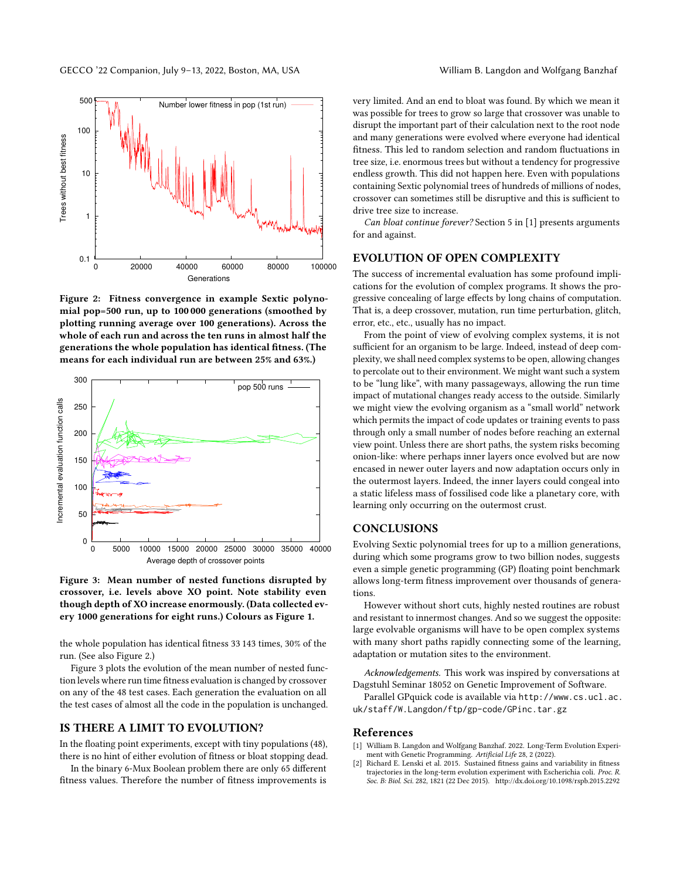500
100
10
1
0.1
Trees without best fitness
0 20000 40000 60000 80000 100000
Generations
Number lower fitness in pop (1st run)

**Figure 2: Fitness convergence in example Sextic polynomial pop=500 run, up to 100 000 generations (smoothed by plotting running average over 100 generations). Across the whole of each run and across the ten runs in almost half the generations the whole population has identical fitness. (The means for each individual run are between 25% and 63%.)**

300
250
200
150
100
50
0
Incremental evaluation function calls
0 5000 10000 15000 20000 25000 30000 35000 40000
Average depth of crossover points
pop 500 runs

**Figure 3: Mean number of nested functions disrupted by crossover, i.e. levels above XO point. Note stability even though depth of XO increase enormously. (Data collected every 1000 generations for eight runs.) Colours as Figure 1.**

the whole population has identical fitness 33 143 times, 30% of the run. (See also Figure 2.)

Figure 3 plots the evolution of the mean number of nested function levels where run time fitness evaluation is changed by crossover on any of the 48 test cases. Each generation the evaluation on all the test cases of almost all the code in the population is unchanged.

## IS THERE A LIMIT TO EVOLUTION?

In the floating point experiments, except with tiny populations (48), there is no hint of either evolution of fitness or bloat stopping dead.

In the binary 6-Mux Boolean problem there are only 65 different fitness values. Therefore the number of fitness improvements is very limited. And an end to bloat was found. By which we mean it was possible for trees to grow so large that crossover was unable to disrupt the important part of their calculation next to the root node and many generations were evolved where everyone had identical fitness. This led to random selection and random fluctuations in tree size, i.e. enormous trees but without a tendency for progressive endless growth. This did not happen here. Even with populations containing Sextic polynomial trees of hundreds of millions of nodes, crossover can sometimes still be disruptive and this is sufficient to drive tree size to increase.

*Can bloat continue forever?* Section 5 in [1] presents arguments for and against.

## EVOLUTION OF OPEN COMPLEXITY

The success of incremental evaluation has some profound implications for the evolution of complex programs. It shows the progressive concealing of large effects by long chains of computation. That is, a deep crossover, mutation, run time perturbation, glitch, error, etc., etc., usually has no impact.

From the point of view of evolving complex systems, it is not sufficient for an organism to be large. Indeed, instead of deep complexity, we shall need complex systems to be open, allowing changes to percolate out to their environment. We might want such a system to be "lung like", with many passageways, allowing the run time impact of mutational changes ready access to the outside. Similarly we might view the evolving organism as a "small world" network which permits the impact of code updates or training events to pass through only a small number of nodes before reaching an external view point. Unless there are short paths, the system risks becoming onion-like: where perhaps inner layers once evolved but are now encased in newer outer layers and now adaptation occurs only in the outermost layers. Indeed, the inner layers could congeal into a static lifeless mass of fossilised code like a planetary core, with learning only occurring on the outermost crust.

## CONCLUSIONS

Evolving Sextic polynomial trees for up to a million generations, during which some programs grow to two billion nodes, suggests even a simple genetic programming (GP) floating point benchmark allows long-term fitness improvement over thousands of generations.

However without short cuts, highly nested routines are robust and resistant to innermost changes. And so we suggest the opposite: large evolvable organisms will have to be open complex systems with many short paths rapidly connecting some of the learning, adaptation or mutation sites to the environment.

*Acknowledgements.* This work was inspired by conversations at Dagstuhl Seminar 18052 on Genetic Improvement of Software.

Parallel GPquick code is available via `http://www.cs.ucl.ac.uk/staff/W.Langdon/ftp/gp-code/GPinc.tar.gz`

## References

[1] William B. Langdon and Wolfgang Banzhaf. 2022. Long-Term Evolution Experiment with Genetic Programming. *Artificial Life* 28, 2 (2022).

[2] Richard E. Lenski et al. 2015. Sustained fitness gains and variability in fitness trajectories in the long-term evolution experiment with Escherichia coli. *Proc. R. Soc. B: Biol. Sci.* 282, 1821 (22 Dec 2015). http://dx.doi.org/10.1098/rspb.2015.2292